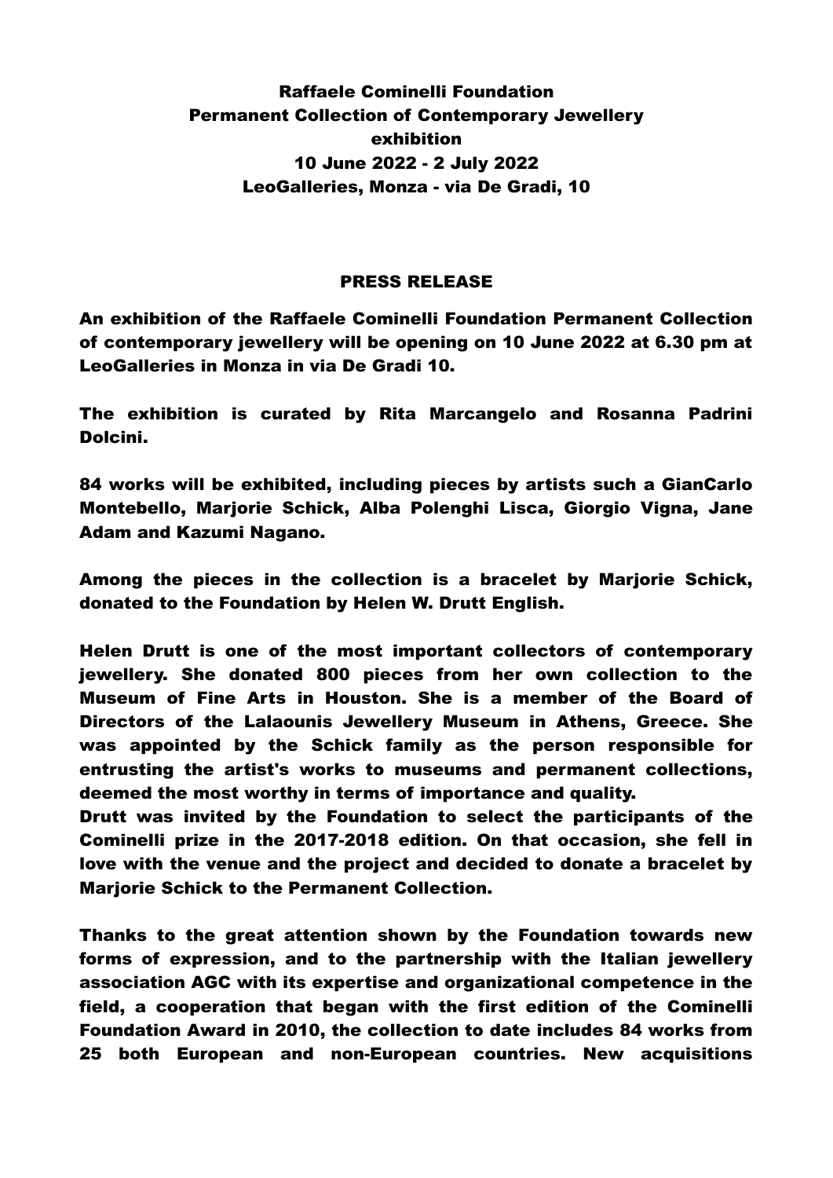**Raffaele Cominelli Foundation**
**Permanent Collection of Contemporary Jewellery**
**exhibition**
**10 June 2022 - 2 July 2022**
**LeoGalleries, Monza - via De Gradi, 10**

## PRESS RELEASE

**An exhibition of the Raffaele Cominelli Foundation Permanent Collection of contemporary jewellery will be opening on 10 June 2022 at 6.30 pm at LeoGalleries in Monza in via De Gradi 10.**

**The exhibition is curated by Rita Marcangelo and Rosanna Padrini Dolcini.**

**84 works will be exhibited, including pieces by artists such a GianCarlo Montebello, Marjorie Schick, Alba Polenghi Lisca, Giorgio Vigna, Jane Adam and Kazumi Nagano.**

**Among the pieces in the collection is a bracelet by Marjorie Schick, donated to the Foundation by Helen W. Drutt English.**

**Helen Drutt is one of the most important collectors of contemporary jewellery. She donated 800 pieces from her own collection to the Museum of Fine Arts in Houston. She is a member of the Board of Directors of the Lalaounis Jewellery Museum in Athens, Greece. She was appointed by the Schick family as the person responsible for entrusting the artist's works to museums and permanent collections, deemed the most worthy in terms of importance and quality.**
**Drutt was invited by the Foundation to select the participants of the Cominelli prize in the 2017-2018 edition. On that occasion, she fell in love with the venue and the project and decided to donate a bracelet by Marjorie Schick to the Permanent Collection.**

**Thanks to the great attention shown by the Foundation towards new forms of expression, and to the partnership with the Italian jewellery association AGC with its expertise and organizational competence in the field, a cooperation that began with the first edition of the Cominelli Foundation Award in 2010, the collection to date includes 84 works from 25 both European and non-European countries. New acquisitions**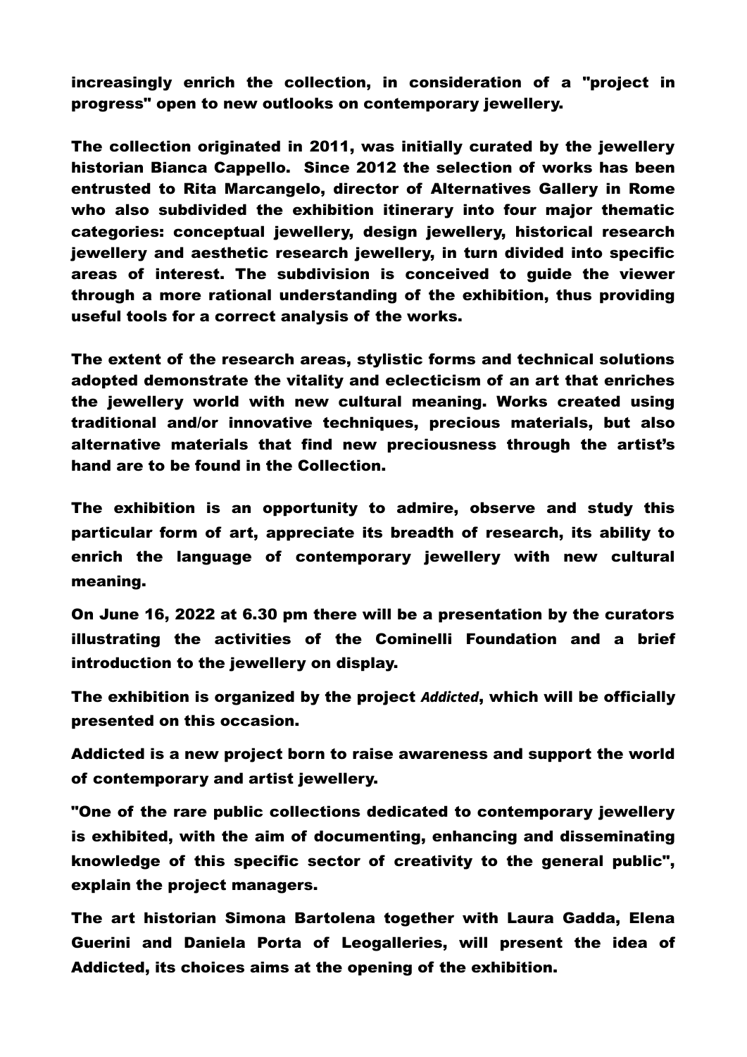**increasingly enrich the collection, in consideration of a "project in progress" open to new outlooks on contemporary jewellery.**

**The collection originated in 2011, was initially curated by the jewellery historian Bianca Cappello. Since 2012 the selection of works has been entrusted to Rita Marcangelo, director of Alternatives Gallery in Rome who also subdivided the exhibition itinerary into four major thematic categories: conceptual jewellery, design jewellery, historical research jewellery and aesthetic research jewellery, in turn divided into specific areas of interest. The subdivision is conceived to guide the viewer through a more rational understanding of the exhibition, thus providing useful tools for a correct analysis of the works.**

**The extent of the research areas, stylistic forms and technical solutions adopted demonstrate the vitality and eclecticism of an art that enriches the jewellery world with new cultural meaning. Works created using traditional and/or innovative techniques, precious materials, but also alternative materials that find new preciousness through the artist's hand are to be found in the Collection.**

**The exhibition is an opportunity to admire, observe and study this particular form of art, appreciate its breadth of research, its ability to enrich the language of contemporary jewellery with new cultural meaning.**

**On June 16, 2022 at 6.30 pm there will be a presentation by the curators illustrating the activities of the Cominelli Foundation and a brief introduction to the jewellery on display.**

**The exhibition is organized by the project *Addicted*, which will be officially presented on this occasion.**

**Addicted is a new project born to raise awareness and support the world of contemporary and artist jewellery.**

**"One of the rare public collections dedicated to contemporary jewellery is exhibited, with the aim of documenting, enhancing and disseminating knowledge of this specific sector of creativity to the general public", explain the project managers.**

**The art historian Simona Bartolena together with Laura Gadda, Elena Guerini and Daniela Porta of Leogalleries, will present the idea of Addicted, its choices aims at the opening of the exhibition.**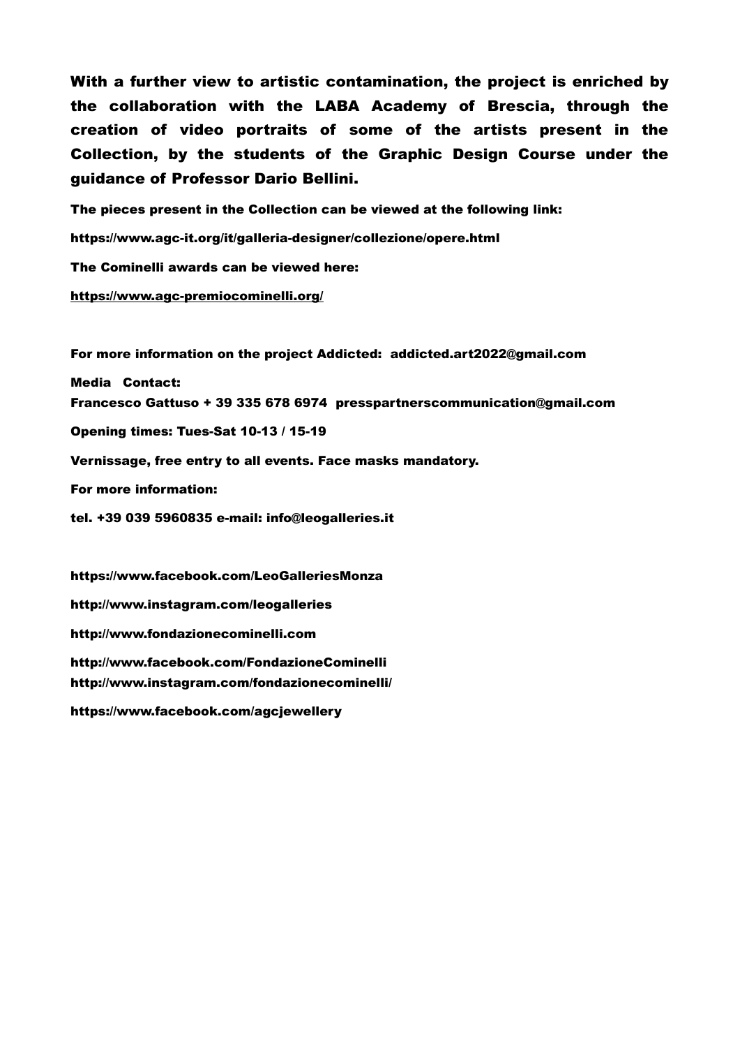**With a further view to artistic contamination, the project is enriched by the collaboration with the LABA Academy of Brescia, through the creation of video portraits of some of the artists present in the Collection, by the students of the Graphic Design Course under the guidance of Professor Dario Bellini.**

**The pieces present in the Collection can be viewed at the following link:**

**https://www.agc-it.org/it/galleria-designer/collezione/opere.html**

**The Cominelli awards can be viewed here:**

**https://www.agc-premiocominelli.org/**

**For more information on the project Addicted: addicted.art2022@gmail.com**

**Media Contact:**
**Francesco Gattuso + 39 335 678 6974 presspartnerscommunication@gmail.com**

**Opening times: Tues-Sat 10-13 / 15-19**

**Vernissage, free entry to all events. Face masks mandatory.**

**For more information:**

**tel. +39 039 5960835 e-mail: info@leogalleries.it**

**https://www.facebook.com/LeoGalleriesMonza**

**http://www.instagram.com/leogalleries**

**http://www.fondazionecominelli.com**

**http://www.facebook.com/FondazioneCominelli**
**http://www.instagram.com/fondazionecominelli/**

**https://www.facebook.com/agcjewellery**